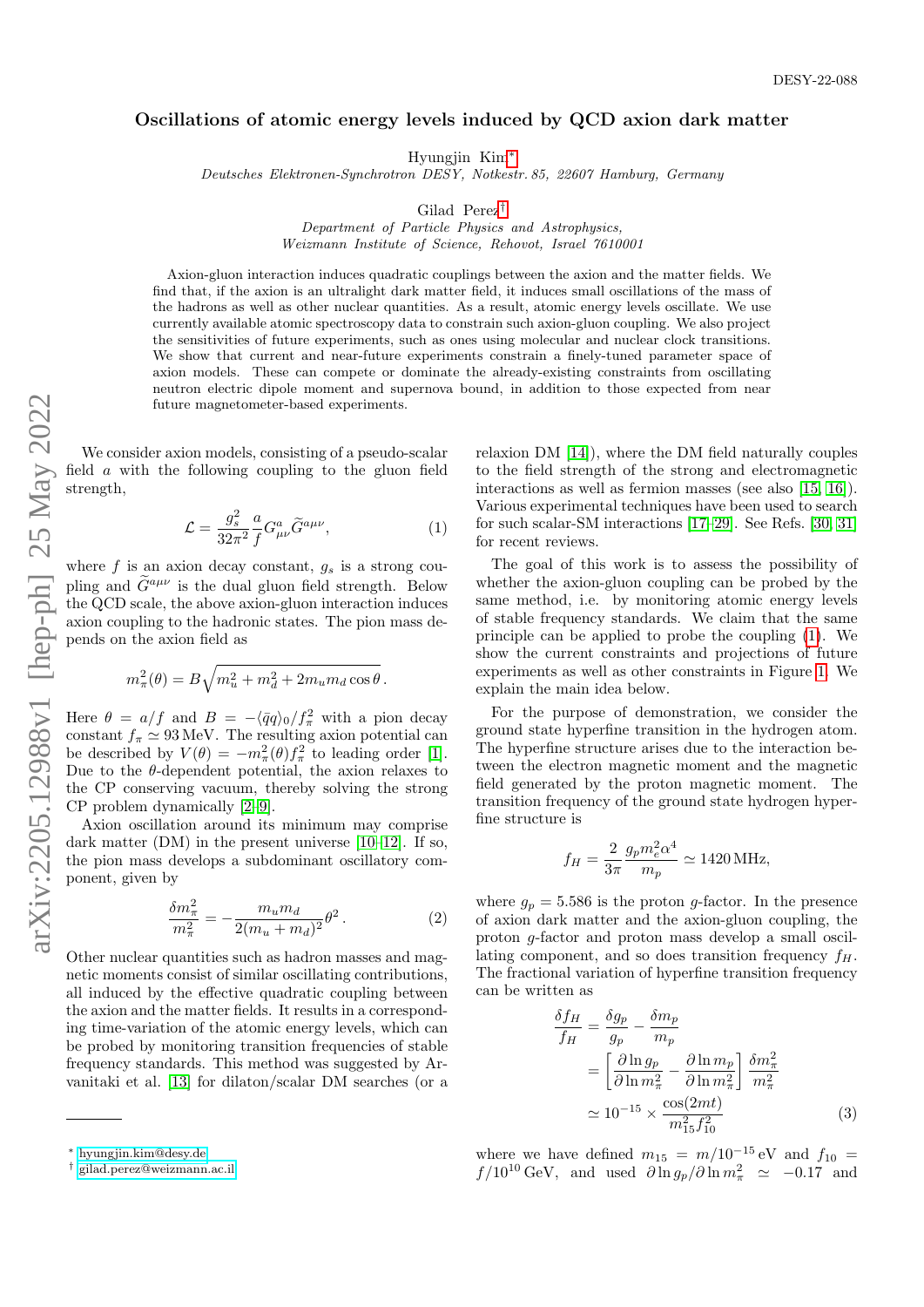DESY-22-088

# Oscillations of atomic energy levels induced by QCD axion dark matter

Hyungjin Kim[*]

*Deutsches Elektronen-Synchrotron DESY, Notkestr. 85, 22607 Hamburg, Germany*

Gilad Perez[†]

*Department of Particle Physics and Astrophysics, Weizmann Institute of Science, Rehovot, Israel 7610001*

Axion-gluon interaction induces quadratic couplings between the axion and the matter fields. We find that, if the axion is an ultralight dark matter field, it induces small oscillations of the mass of the hadrons as well as other nuclear quantities. As a result, atomic energy levels oscillate. We use currently available atomic spectroscopy data to constrain such axion-gluon coupling. We also project the sensitivities of future experiments, such as ones using molecular and nuclear clock transitions. We show that current and near-future experiments constrain a finely-tuned parameter space of axion models. These can compete or dominate the already-existing constraints from oscillating neutron electric dipole moment and supernova bound, in addition to those expected from near future magnetometer-based experiments.

We consider axion models, consisting of a pseudo-scalar field $a$ with the following coupling to the gluon field strength,

$$\mathcal{L} = \frac{g_s^2}{32\pi^2}\frac{a}{f}G^a_{\mu\nu}\widetilde{G}^{a\mu\nu}, \tag{1}$$

where $f$ is an axion decay constant, $g_s$ is a strong coupling and $\widetilde{G}^{a\mu\nu}$ is the dual gluon field strength. Below the QCD scale, the above axion-gluon interaction induces axion coupling to the hadronic states. The pion mass depends on the axion field as

$$m_\pi^2(\theta) = B\sqrt{m_u^2 + m_d^2 + 2m_u m_d \cos\theta}\,.$$

Here $\theta = a/f$ and $B = -\langle \bar{q}q\rangle_0/f_\pi^2$ with a pion decay constant $f_\pi \simeq 93\,\mathrm{MeV}$. The resulting axion potential can be described by $V(\theta) = -m_\pi^2(\theta)f_\pi^2$ to leading order [1]. Due to the $\theta$-dependent potential, the axion relaxes to the CP conserving vacuum, thereby solving the strong CP problem dynamically [2–9].

Axion oscillation around its minimum may comprise dark matter (DM) in the present universe [10–12]. If so, the pion mass develops a subdominant oscillatory component, given by

$$\frac{\delta m_\pi^2}{m_\pi^2} = -\frac{m_u m_d}{2(m_u+m_d)^2}\theta^2\,. \tag{2}$$

Other nuclear quantities such as hadron masses and magnetic moments consist of similar oscillating contributions, all induced by the effective quadratic coupling between the axion and the matter fields. It results in a corresponding time-variation of the atomic energy levels, which can be probed by monitoring transition frequencies of stable frequency standards. This method was suggested by Arvanitaki et al. [13] for dilaton/scalar DM searches (or a relaxion DM [14]), where the DM field naturally couples to the field strength of the strong and electromagnetic interactions as well as fermion masses (see also [15, 16]). Various experimental techniques have been used to search for such scalar-SM interactions [17–29]. See Refs. [30, 31] for recent reviews.

The goal of this work is to assess the possibility of whether the axion-gluon coupling can be probed by the same method, i.e. by monitoring atomic energy levels of stable frequency standards. We claim that the same principle can be applied to probe the coupling (1). We show the current constraints and projections of future experiments as well as other constraints in Figure 1. We explain the main idea below.

For the purpose of demonstration, we consider the ground state hyperfine transition in the hydrogen atom. The hyperfine structure arises due to the interaction between the electron magnetic moment and the magnetic field generated by the proton magnetic moment. The transition frequency of the ground state hydrogen hyperfine structure is

$$f_H = \frac{2}{3\pi}\frac{g_p m_e^2\alpha^4}{m_p} \simeq 1420\,\mathrm{MHz},$$

where $g_p = 5.586$ is the proton $g$-factor. In the presence of axion dark matter and the axion-gluon coupling, the proton $g$-factor and proton mass develop a small oscillating component, and so does transition frequency $f_H$. The fractional variation of hyperfine transition frequency can be written as

$$\begin{aligned}\frac{\delta f_H}{f_H} &= \frac{\delta g_p}{g_p} - \frac{\delta m_p}{m_p}\\ &= \left[\frac{\partial \ln g_p}{\partial \ln m_\pi^2} - \frac{\partial \ln m_p}{\partial \ln m_\pi^2}\right]\frac{\delta m_\pi^2}{m_\pi^2}\\ &\simeq 10^{-15}\times\frac{\cos(2mt)}{m_{15}^2 f_{10}^2}\end{aligned} \tag{3}$$

where we have defined $m_{15} = m/10^{-15}\,\mathrm{eV}$ and $f_{10} = f/10^{10}\,\mathrm{GeV}$, and used $\partial \ln g_p/\partial \ln m_\pi^2 \simeq -0.17$ and

[*] hyungjin.kim@desy.de

[†] gilad.perez@weizmann.ac.il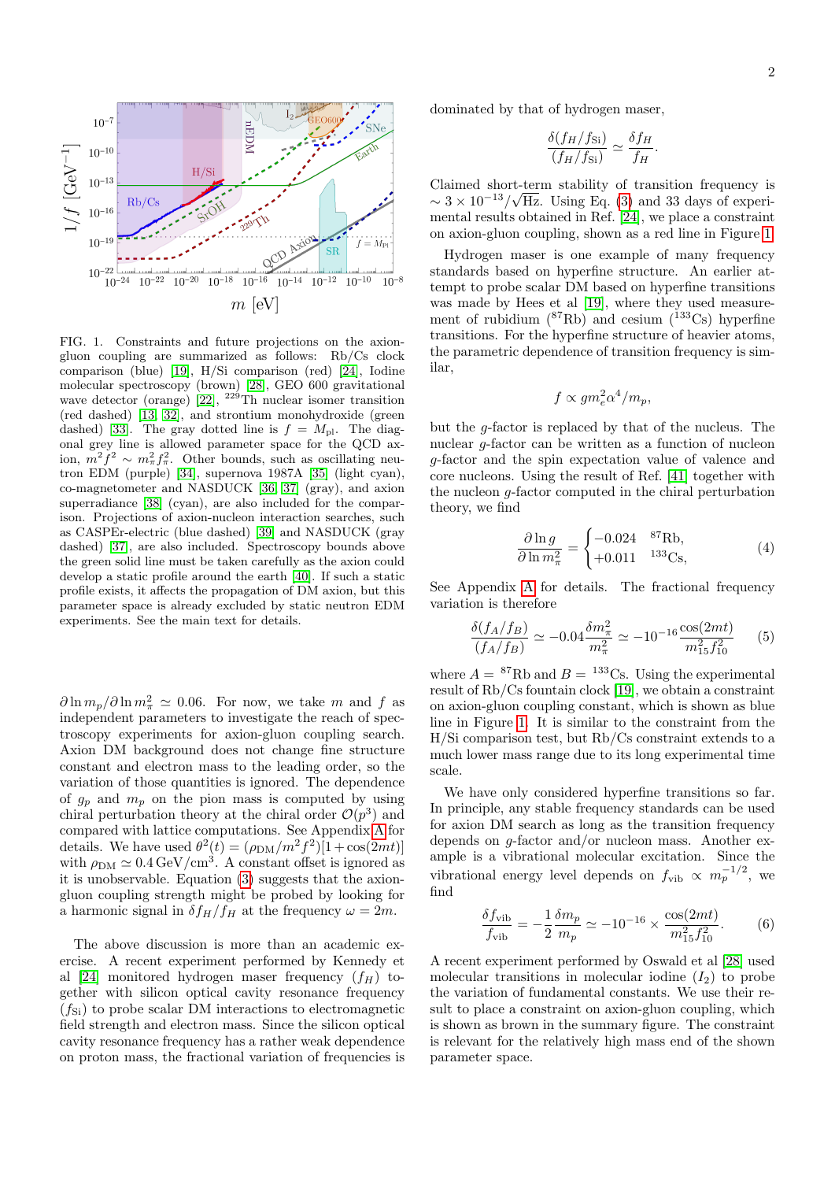FIG. 1. Constraints and future projections on the axion-gluon coupling are summarized as follows: Rb/Cs clock comparison (blue) [19], H/Si comparison (red) [24], Iodine molecular spectroscopy (brown) [28], GEO 600 gravitational wave detector (orange) [22], $^{229}$Th nuclear isomer transition (red dashed) [13, 32], and strontium monohydroxide (green dashed) [33]. The gray dotted line is $f = M_{\rm pl}$. The diagonal grey line is allowed parameter space for the QCD axion, $m^2 f^2 \sim m_\pi^2 f_\pi^2$. Other bounds, such as oscillating neutron EDM (purple) [34], supernova 1987A [35] (light cyan), co-magnetometer and NASDUCK [36, 37] (gray), and axion superradiance [38] (cyan), are also included for the comparison. Projections of axion-nucleon interaction searches, such as CASPEr-electric (blue dashed) [39] and NASDUCK (gray dashed) [37], are also included. Spectroscopy bounds above the green solid line must be taken carefully as the axion could develop a static profile around the earth [40]. If such a static profile exists, it affects the propagation of DM axion, but this parameter space is already excluded by static neutron EDM experiments. See the main text for details.

$\partial \ln m_p / \partial \ln m_\pi^2 \simeq 0.06$. For now, we take $m$ and $f$ as independent parameters to investigate the reach of spectroscopy experiments for axion-gluon coupling search. Axion DM background does not change fine structure constant and electron mass to the leading order, so the variation of those quantities is ignored. The dependence of $g_p$ and $m_p$ on the pion mass is computed by using chiral perturbation theory at the chiral order $\mathcal{O}(p^3)$ and compared with lattice computations. See Appendix A for details. We have used $\theta^2(t) = (\rho_{\rm DM}/m^2 f^2)[1 + \cos(2mt)]$ with $\rho_{\rm DM} \simeq 0.4\,{\rm GeV/cm^3}$. A constant offset is ignored as it is unobservable. Equation (3) suggests that the axion-gluon coupling strength might be probed by looking for a harmonic signal in $\delta f_H / f_H$ at the frequency $\omega = 2m$.

The above discussion is more than an academic exercise. A recent experiment performed by Kennedy et al [24] monitored hydrogen maser frequency ($f_H$) together with silicon optical cavity resonance frequency ($f_{\rm Si}$) to probe scalar DM interactions to electromagnetic field strength and electron mass. Since the silicon optical cavity resonance frequency has a rather weak dependence on proton mass, the fractional variation of frequencies is dominated by that of hydrogen maser,

$$\frac{\delta(f_H/f_{\rm Si})}{(f_H/f_{\rm Si})} \simeq \frac{\delta f_H}{f_H}.$$

Claimed short-term stability of transition frequency is $\sim 3 \times 10^{-13}/\sqrt{\rm Hz}$. Using Eq. (3) and 33 days of experimental results obtained in Ref. [24], we place a constraint on axion-gluon coupling, shown as a red line in Figure 1.

Hydrogen maser is one example of many frequency standards based on hyperfine structure. An earlier attempt to probe scalar DM based on hyperfine transitions was made by Hees et al [19], where they used measurement of rubidium ($^{87}$Rb) and cesium ($^{133}$Cs) hyperfine transitions. For the hyperfine structure of heavier atoms, the parametric dependence of transition frequency is similar,

$$f \propto g m_e^2 \alpha^4 / m_p,$$

but the $g$-factor is replaced by that of the nucleus. The nuclear $g$-factor can be written as a function of nucleon $g$-factor and the spin expectation value of valence and core nucleons. Using the result of Ref. [41] together with the nucleon $g$-factor computed in the chiral perturbation theory, we find

$$\frac{\partial \ln g}{\partial \ln m_\pi^2} = \begin{cases} -0.024 & ^{87}\text{Rb}, \\ +0.011 & ^{133}\text{Cs}, \end{cases} \tag{4}$$

See Appendix A for details. The fractional frequency variation is therefore

$$\frac{\delta(f_A/f_B)}{(f_A/f_B)} \simeq -0.04 \frac{\delta m_\pi^2}{m_\pi^2} \simeq -10^{-16} \frac{\cos(2mt)}{m_{15}^2 f_{10}^2} \tag{5}$$

where $A = {}^{87}$Rb and $B = {}^{133}$Cs. Using the experimental result of Rb/Cs fountain clock [19], we obtain a constraint on axion-gluon coupling constant, which is shown as blue line in Figure 1. It is similar to the constraint from the H/Si comparison test, but Rb/Cs constraint extends to a much lower mass range due to its long experimental time scale.

We have only considered hyperfine transitions so far. In principle, any stable frequency standards can be used for axion DM search as long as the transition frequency depends on $g$-factor and/or nucleon mass. Another example is a vibrational molecular excitation. Since the vibrational energy level depends on $f_{\rm vib} \propto m_p^{-1/2}$, we find

$$\frac{\delta f_{\rm vib}}{f_{\rm vib}} = -\frac{1}{2} \frac{\delta m_p}{m_p} \simeq -10^{-16} \times \frac{\cos(2mt)}{m_{15}^2 f_{10}^2}. \tag{6}$$

A recent experiment performed by Oswald et al [28] used molecular transitions in molecular iodine ($I_2$) to probe the variation of fundamental constants. We use their result to place a constraint on axion-gluon coupling, which is shown as brown in the summary figure. The constraint is relevant for the relatively high mass end of the shown parameter space.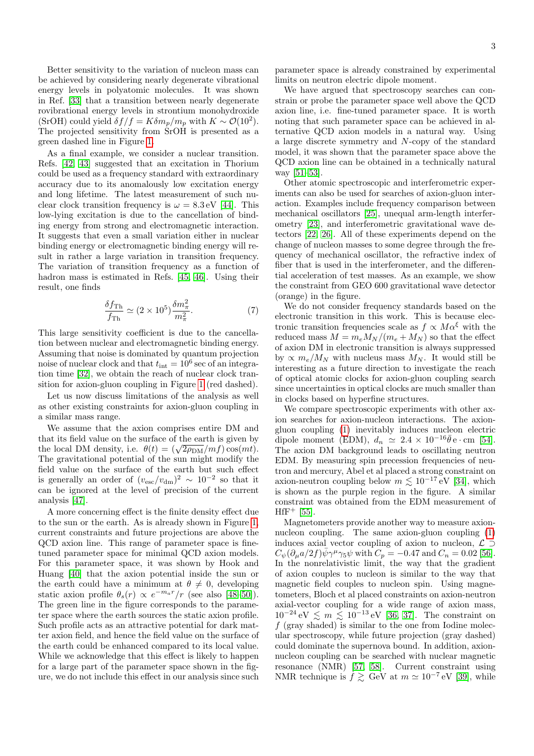Better sensitivity to the variation of nucleon mass can be achieved by considering nearly degenerate vibrational energy levels in polyatomic molecules. It was shown in Ref. [33] that a transition between nearly degenerate rovibrational energy levels in strontium monohydroxide (SrOH) could yield $\delta f/f = K\delta m_p/m_p$ with $K \sim \mathcal{O}(10^2)$. The projected sensitivity from SrOH is presented as a green dashed line in Figure 1.

As a final example, we consider a nuclear transition. Refs. [42, 43] suggested that an excitation in Thorium could be used as a frequency standard with extraordinary accuracy due to its anomalously low excitation energy and long lifetime. The latest measurement of such nuclear clock transition frequency is $\omega = 8.3\,\text{eV}$ [44]. This low-lying excitation is due to the cancellation of binding energy from strong and electromagnetic interaction. It suggests that even a small variation either in nuclear binding energy or electromagnetic binding energy will result in rather a large variation in transition frequency. The variation of transition frequency as a function of hadron mass is estimated in Refs. [45, 46]. Using their result, one finds

$$\frac{\delta f_{\text{Th}}}{f_{\text{Th}}} \simeq (2 \times 10^5)\frac{\delta m_\pi^2}{m_\pi^2}. \tag{7}$$

This large sensitivity coefficient is due to the cancellation between nuclear and electromagnetic binding energy. Assuming that noise is dominated by quantum projection noise of nuclear clock and that $t_{\text{int}} = 10^6\,\text{sec}$ of an integration time [32], we obtain the reach of nuclear clock transition for axion-gluon coupling in Figure 1 (red dashed).

Let us now discuss limitations of the analysis as well as other existing constraints for axion-gluon coupling in a similar mass range.

We assume that the axion comprises entire DM and that its field value on the surface of the earth is given by the local DM density, i.e. $\theta(t) = (\sqrt{2\rho_{\text{DM}}}/mf)\cos(mt)$. The gravitational potential of the sun might modify the field value on the surface of the earth but such effect is generally an order of $(v_{\text{esc}}/v_{\text{dm}})^2 \sim 10^{-2}$ so that it can be ignored at the level of precision of the current analysis [47].

A more concerning effect is the finite density effect due to the sun or the earth. As is already shown in Figure 1, current constraints and future projections are above the QCD axion line. This range of parameter space is fine-tuned parameter space for minimal QCD axion models. For this parameter space, it was shown by Hook and Huang [40] that the axion potential inside the sun or the earth could have a minimum at $\theta \neq 0$, developing static axion profile $\theta_s(r) \propto e^{-m_a r}/r$ (see also [48–50]). The green line in the figure corresponds to the parameter space where the earth sources the static axion profile. Such profile acts as an attractive potential for dark matter axion field, and hence the field value on the surface of the earth could be enhanced compared to its local value. While we acknowledge that this effect is likely to happen for a large part of the parameter space shown in the figure, we do not include this effect in our analysis since such parameter space is already constrained by experimental limits on neutron electric dipole moment.

We have argued that spectroscopy searches can constrain or probe the parameter space well above the QCD axion line, i.e. fine-tuned parameter space. It is worth noting that such parameter space can be achieved in alternative QCD axion models in a natural way. Using a large discrete symmetry and $N$-copy of the standard model, it was shown that the parameter space above the QCD axion line can be obtained in a technically natural way [51–53].

Other atomic spectroscopic and interferometric experiments can also be used for searches of axion-gluon interaction. Examples include frequency comparison between mechanical oscillators [25], unequal arm-length interferometry [23], and interferometric gravitational wave detectors [22, 26]. All of these experiments depend on the change of nucleon masses to some degree through the frequency of mechanical oscillator, the refractive index of fiber that is used in the interferometer, and the differential acceleration of test masses. As an example, we show the constraint from GEO 600 gravitational wave detector (orange) in the figure.

We do not consider frequency standards based on the electronic transition in this work. This is because electronic transition frequencies scale as $f \propto M\alpha^\xi$ with the reduced mass $M = m_e M_N/(m_e + M_N)$ so that the effect of axion DM in electronic transition is always suppressed by $\propto m_e/M_N$ with nucleus mass $M_N$. It would still be interesting as a future direction to investigate the reach of optical atomic clocks for axion-gluon coupling search since uncertainties in optical clocks are much smaller than in clocks based on hyperfine structures.

We compare spectroscopic experiments with other axion searches for axion-nucleon interactions. The axion-gluon coupling (1) inevitably induces nucleon electric dipole moment (EDM), $d_n \simeq 2.4 \times 10^{-16}\bar{\theta}\,\text{e}\cdot\text{cm}$ [54]. The axion DM background leads to oscillating neutron EDM. By measuring spin precession frequencies of neutron and mercury, Abel et al placed a strong constraint on axion-neutron coupling below $m \lesssim 10^{-17}\,\text{eV}$ [34], which is shown as the purple region in the figure. A similar constraint was obtained from the EDM measurement of $\text{HfF}^+$ [55].

Magnetometers provide another way to measure axion-nucleon coupling. The same axion-gluon coupling (1) induces axial vector coupling of axion to nucleon, $\mathcal{L} \supset C_\psi(\partial_\mu a/2f)\bar{\psi}\gamma^\mu\gamma_5\psi$ with $C_p = -0.47$ and $C_n = 0.02$ [56]. In the nonrelativistic limit, the way that the gradient of axion couples to nucleon is similar to the way that magnetic field couples to nucleon spin. Using magnetometers, Bloch et al placed constraints on axion-neutron axial-vector coupling for a wide range of axion mass, $10^{-24}\,\text{eV} \lesssim m \lesssim 10^{-13}\,\text{eV}$ [36, 37]. The constraint on $f$ (gray shaded) is similar to the one from Iodine molecular spectroscopy, while future projection (gray dashed) could dominate the supernova bound. In addition, axion-nucleon coupling can be searched with nuclear magnetic resonance (NMR) [57, 58]. Current constraint using NMR technique is $f \gtrsim$ GeV at $m \simeq 10^{-7}\,\text{eV}$ [39], while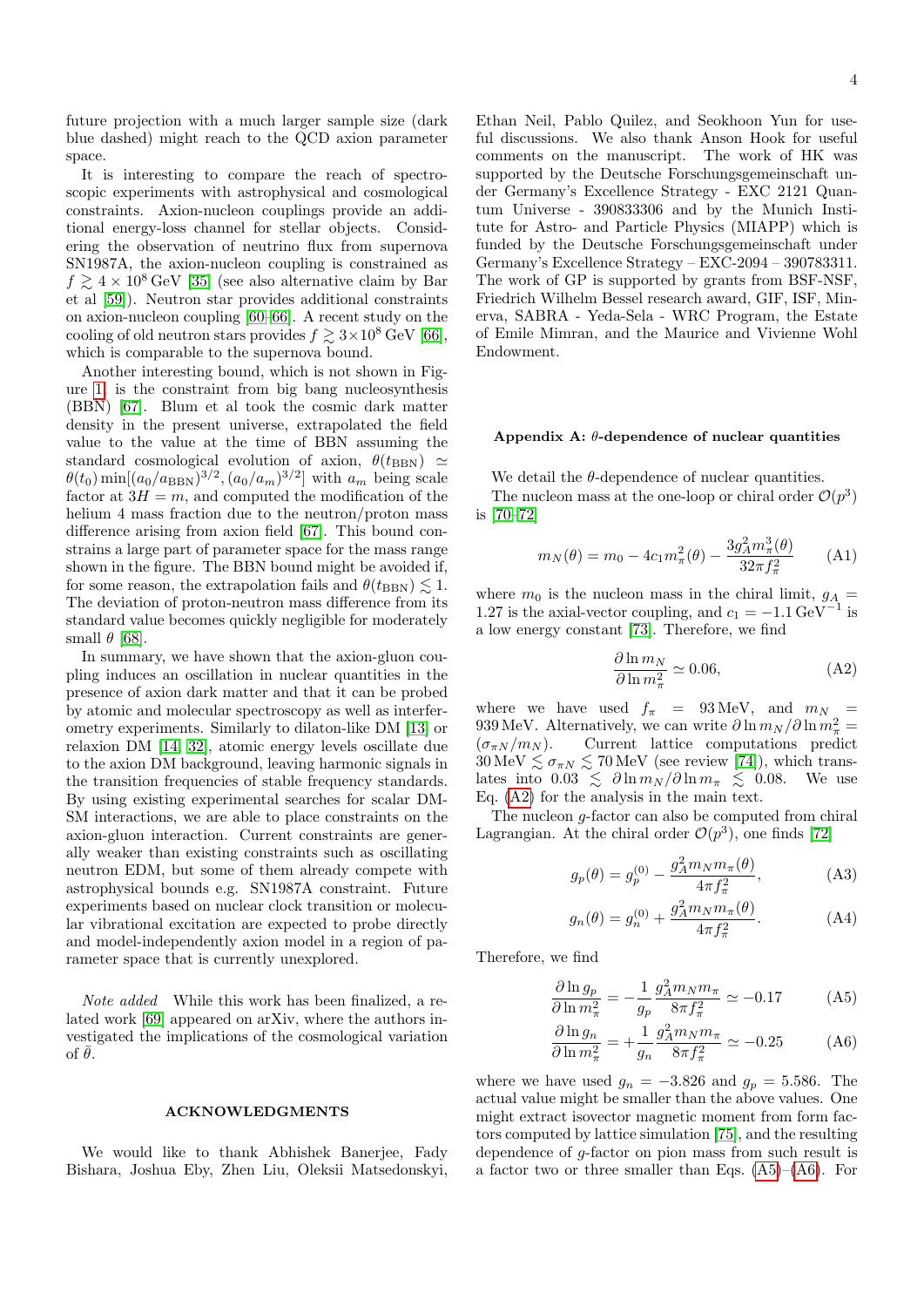future projection with a much larger sample size (dark blue dashed) might reach to the QCD axion parameter space.

It is interesting to compare the reach of spectroscopic experiments with astrophysical and cosmological constraints. Axion-nucleon couplings provide an additional energy-loss channel for stellar objects. Considering the observation of neutrino flux from supernova SN1987A, the axion-nucleon coupling is constrained as $f \gtrsim 4 \times 10^8\,\mathrm{GeV}$ [35] (see also alternative claim by Bar et al [59]). Neutron star provides additional constraints on axion-nucleon coupling [60–66]. A recent study on the cooling of old neutron stars provides $f \gtrsim 3 \times 10^8\,\mathrm{GeV}$ [66], which is comparable to the supernova bound.

Another interesting bound, which is not shown in Figure 1, is the constraint from big bang nucleosynthesis (BBN) [67]. Blum et al took the cosmic dark matter density in the present universe, extrapolated the field value to the value at the time of BBN assuming the standard cosmological evolution of axion, $\theta(t_{\rm BBN}) \simeq \theta(t_0)\min[(a_0/a_{\rm BBN})^{3/2}, (a_0/a_m)^{3/2}]$ with $a_m$ being scale factor at $3H = m$, and computed the modification of the helium 4 mass fraction due to the neutron/proton mass difference arising from axion field [67]. This bound constrains a large part of parameter space for the mass range shown in the figure. The BBN bound might be avoided if, for some reason, the extrapolation fails and $\theta(t_{\rm BBN}) \lesssim 1$. The deviation of proton-neutron mass difference from its standard value becomes quickly negligible for moderately small $\theta$ [68].

In summary, we have shown that the axion-gluon coupling induces an oscillation in nuclear quantities in the presence of axion dark matter and that it can be probed by atomic and molecular spectroscopy as well as interferometry experiments. Similarly to dilaton-like DM [13] or relaxion DM [14, 32], atomic energy levels oscillate due to the axion DM background, leaving harmonic signals in the transition frequencies of stable frequency standards. By using existing experimental searches for scalar DM-SM interactions, we are able to place constraints on the axion-gluon interaction. Current constraints are generally weaker than existing constraints such as oscillating neutron EDM, but some of them already compete with astrophysical bounds e.g. SN1987A constraint. Future experiments based on nuclear clock transition or molecular vibrational excitation are expected to probe directly and model-independently axion model in a region of parameter space that is currently unexplored.

*Note added* While this work has been finalized, a related work [69] appeared on arXiv, where the authors investigated the implications of the cosmological variation of $\bar{\theta}$.

## ACKNOWLEDGMENTS

We would like to thank Abhishek Banerjee, Fady Bishara, Joshua Eby, Zhen Liu, Oleksii Matsedonskyi, Ethan Neil, Pablo Quilez, and Seokhoon Yun for useful discussions. We also thank Anson Hook for useful comments on the manuscript. The work of HK was supported by the Deutsche Forschungsgemeinschaft under Germany's Excellence Strategy - EXC 2121 Quantum Universe - 390833306 and by the Munich Institute for Astro- and Particle Physics (MIAPP) which is funded by the Deutsche Forschungsgemeinschaft under Germany's Excellence Strategy – EXC-2094 – 390783311. The work of GP is supported by grants from BSF-NSF, Friedrich Wilhelm Bessel research award, GIF, ISF, Minerva, SABRA - Yeda-Sela - WRC Program, the Estate of Emile Mimran, and the Maurice and Vivienne Wohl Endowment.

### Appendix A: $\theta$-dependence of nuclear quantities

We detail the $\theta$-dependence of nuclear quantities.

The nucleon mass at the one-loop or chiral order $\mathcal{O}(p^3)$ is [70–72]

$$m_N(\theta) = m_0 - 4c_1 m_\pi^2(\theta) - \frac{3g_A^2 m_\pi^3(\theta)}{32\pi f_\pi^2} \tag{A1}$$

where $m_0$ is the nucleon mass in the chiral limit, $g_A = 1.27$ is the axial-vector coupling, and $c_1 = -1.1\,\mathrm{GeV}^{-1}$ is a low energy constant [73]. Therefore, we find

$$\frac{\partial \ln m_N}{\partial \ln m_\pi^2} \simeq 0.06, \tag{A2}$$

where we have used $f_\pi = 93\,\mathrm{MeV}$, and $m_N = 939\,\mathrm{MeV}$. Alternatively, we can write $\partial \ln m_N/\partial \ln m_\pi^2 = (\sigma_{\pi N}/m_N)$. Current lattice computations predict $30\,\mathrm{MeV} \lesssim \sigma_{\pi N} \lesssim 70\,\mathrm{MeV}$ (see review [74]), which translates into $0.03 \lesssim \partial \ln m_N/\partial \ln m_\pi \lesssim 0.08$. We use Eq. (A2) for the analysis in the main text.

The nucleon $g$-factor can also be computed from chiral Lagrangian. At the chiral order $\mathcal{O}(p^3)$, one finds [72]

$$g_p(\theta) = g_p^{(0)} - \frac{g_A^2 m_N m_\pi(\theta)}{4\pi f_\pi^2}, \tag{A3}$$

$$g_n(\theta) = g_n^{(0)} + \frac{g_A^2 m_N m_\pi(\theta)}{4\pi f_\pi^2}. \tag{A4}$$

Therefore, we find

$$\frac{\partial \ln g_p}{\partial \ln m_\pi^2} = -\frac{1}{g_p}\frac{g_A^2 m_N m_\pi}{8\pi f_\pi^2} \simeq -0.17 \tag{A5}$$

$$\frac{\partial \ln g_n}{\partial \ln m_\pi^2} = +\frac{1}{g_n}\frac{g_A^2 m_N m_\pi}{8\pi f_\pi^2} \simeq -0.25 \tag{A6}$$

where we have used $g_n = -3.826$ and $g_p = 5.586$. The actual value might be smaller than the above values. One might extract isovector magnetic moment from form factors computed by lattice simulation [75], and the resulting dependence of $g$-factor on pion mass from such result is a factor two or three smaller than Eqs. (A5)–(A6). For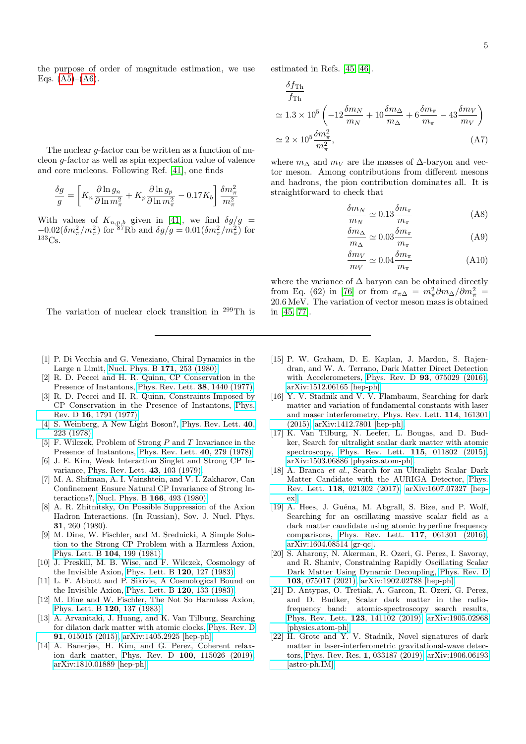the purpose of order of magnitude estimation, we use Eqs. (A5)–(A6).

The nuclear $g$-factor can be written as a function of nucleon $g$-factor as well as spin expectation value of valence and core nucleons. Following Ref. [41], one finds

$$\frac{\delta g}{g} = \left[ K_n \frac{\partial \ln g_n}{\partial \ln m_\pi^2} + K_p \frac{\partial \ln g_p}{\partial \ln m_\pi^2} - 0.17 K_b \right] \frac{\delta m_\pi^2}{m_\pi^2}$$

With values of $K_{n,p,b}$ given in [41], we find $\delta g/g = -0.02(\delta m_\pi^2/m_\pi^2)$ for $^{87}$Rb and $\delta g/g = 0.01(\delta m_\pi^2/m_\pi^2)$ for $^{133}$Cs.

The variation of nuclear clock transition in $^{299}$Th is estimated in Refs. [45, 46].

$$\begin{aligned}
&\frac{\delta f_{\rm Th}}{f_{\rm Th}} \\
&\simeq 1.3 \times 10^5 \left( -12\frac{\delta m_N}{m_N} + 10\frac{\delta m_\Delta}{m_\Delta} + 6\frac{\delta m_\pi}{m_\pi} - 43\frac{\delta m_V}{m_V} \right) \\
&\simeq 2 \times 10^5 \frac{\delta m_\pi^2}{m_\pi^2},
\end{aligned} \tag{A7}$$

where $m_\Delta$ and $m_V$ are the masses of $\Delta$-baryon and vector meson. Among contributions from different mesons and hadrons, the pion contribution dominates all. It is straightforward to check that

$$\frac{\delta m_N}{m_N} \simeq 0.13 \frac{\delta m_\pi}{m_\pi} \tag{A8}$$

$$\frac{\delta m_\Delta}{m_\Delta} \simeq 0.03 \frac{\delta m_\pi}{m_\pi} \tag{A9}$$

$$\frac{\delta m_V}{m_V} \simeq 0.04 \frac{\delta m_\pi}{m_\pi} \tag{A10}$$

where the variance of $\Delta$ baryon can be obtained directly from Eq. (62) in [76] or from $\sigma_{\pi\Delta} = m_\pi^2 \partial m_\Delta / \partial m_\pi^2 = 20.6\,$MeV. The variation of vector meson mass is obtained in [45, 77].

---

[1] P. Di Vecchia and G. Veneziano, Chiral Dynamics in the Large n Limit, Nucl. Phys. B **171**, 253 (1980).

[2] R. D. Peccei and H. R. Quinn, CP Conservation in the Presence of Instantons, Phys. Rev. Lett. **38**, 1440 (1977).

[3] R. D. Peccei and H. R. Quinn, Constraints Imposed by CP Conservation in the Presence of Instantons, Phys. Rev. D **16**, 1791 (1977).

[4] S. Weinberg, A New Light Boson?, Phys. Rev. Lett. **40**, 223 (1978).

[5] F. Wilczek, Problem of Strong $P$ and $T$ Invariance in the Presence of Instantons, Phys. Rev. Lett. **40**, 279 (1978).

[6] J. E. Kim, Weak Interaction Singlet and Strong CP Invariance, Phys. Rev. Lett. **43**, 103 (1979).

[7] M. A. Shifman, A. I. Vainshtein, and V. I. Zakharov, Can Confinement Ensure Natural CP Invariance of Strong Interactions?, Nucl. Phys. B **166**, 493 (1980).

[8] A. R. Zhitnitsky, On Possible Suppression of the Axion Hadron Interactions. (In Russian), Sov. J. Nucl. Phys. **31**, 260 (1980).

[9] M. Dine, W. Fischler, and M. Srednicki, A Simple Solution to the Strong CP Problem with a Harmless Axion, Phys. Lett. B **104**, 199 (1981).

[10] J. Preskill, M. B. Wise, and F. Wilczek, Cosmology of the Invisible Axion, Phys. Lett. B **120**, 127 (1983).

[11] L. F. Abbott and P. Sikivie, A Cosmological Bound on the Invisible Axion, Phys. Lett. B **120**, 133 (1983).

[12] M. Dine and W. Fischler, The Not So Harmless Axion, Phys. Lett. B **120**, 137 (1983).

[13] A. Arvanitaki, J. Huang, and K. Van Tilburg, Searching for dilaton dark matter with atomic clocks, Phys. Rev. D **91**, 015015 (2015), arXiv:1405.2925 [hep-ph].

[14] A. Banerjee, H. Kim, and G. Perez, Coherent relaxion dark matter, Phys. Rev. D **100**, 115026 (2019), arXiv:1810.01889 [hep-ph].

[15] P. W. Graham, D. E. Kaplan, J. Mardon, S. Rajendran, and W. A. Terrano, Dark Matter Direct Detection with Accelerometers, Phys. Rev. D **93**, 075029 (2016), arXiv:1512.06165 [hep-ph].

[16] Y. V. Stadnik and V. V. Flambaum, Searching for dark matter and variation of fundamental constants with laser and maser interferometry, Phys. Rev. Lett. **114**, 161301 (2015), arXiv:1412.7801 [hep-ph].

[17] K. Van Tilburg, N. Leefer, L. Bougas, and D. Budker, Search for ultralight scalar dark matter with atomic spectroscopy, Phys. Rev. Lett. **115**, 011802 (2015), arXiv:1503.06886 [physics.atom-ph].

[18] A. Branca *et al.*, Search for an Ultralight Scalar Dark Matter Candidate with the AURIGA Detector, Phys. Rev. Lett. **118**, 021302 (2017), arXiv:1607.07327 [hep-ex].

[19] A. Hees, J. Guéna, M. Abgrall, S. Bize, and P. Wolf, Searching for an oscillating massive scalar field as a dark matter candidate using atomic hyperfine frequency comparisons, Phys. Rev. Lett. **117**, 061301 (2016), arXiv:1604.08514 [gr-qc].

[20] S. Aharony, N. Akerman, R. Ozeri, G. Perez, I. Savoray, and R. Shaniv, Constraining Rapidly Oscillating Scalar Dark Matter Using Dynamic Decoupling, Phys. Rev. D **103**, 075017 (2021), arXiv:1902.02788 [hep-ph].

[21] D. Antypas, O. Tretiak, A. Garcon, R. Ozeri, G. Perez, and D. Budker, Scalar dark matter in the radio-frequency band: atomic-spectroscopy search results, Phys. Rev. Lett. **123**, 141102 (2019), arXiv:1905.02968 [physics.atom-ph].

[22] H. Grote and Y. V. Stadnik, Novel signatures of dark matter in laser-interferometric gravitational-wave detectors, Phys. Rev. Res. **1**, 033187 (2019), arXiv:1906.06193 [astro-ph.IM].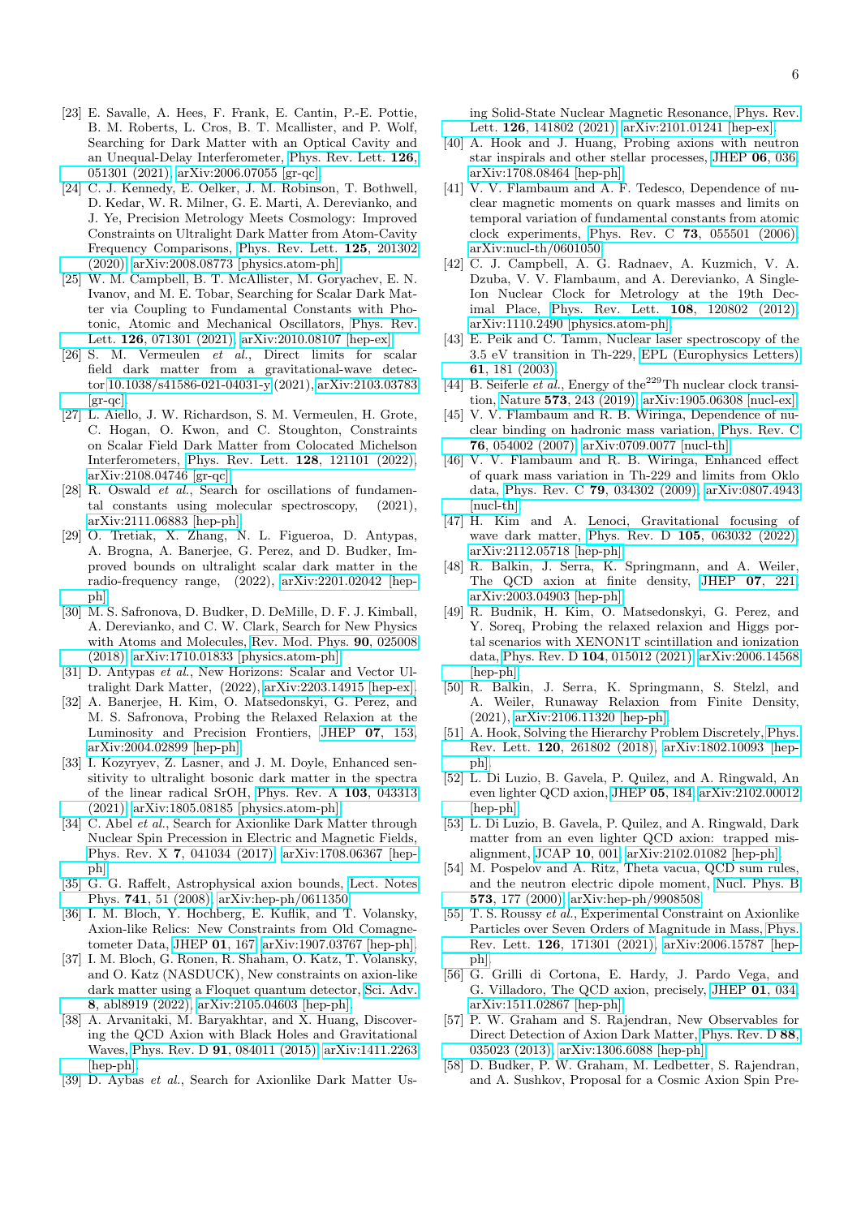[23] E. Savalle, A. Hees, F. Frank, E. Cantin, P.-E. Pottie, B. M. Roberts, L. Cros, B. T. Mcallister, and P. Wolf, Searching for Dark Matter with an Optical Cavity and an Unequal-Delay Interferometer, Phys. Rev. Lett. **126**, 051301 (2021), arXiv:2006.07055 [gr-qc].

[24] C. J. Kennedy, E. Oelker, J. M. Robinson, T. Bothwell, D. Kedar, W. R. Milner, G. E. Marti, A. Derevianko, and J. Ye, Precision Metrology Meets Cosmology: Improved Constraints on Ultralight Dark Matter from Atom-Cavity Frequency Comparisons, Phys. Rev. Lett. **125**, 201302 (2020), arXiv:2008.08773 [physics.atom-ph].

[25] W. M. Campbell, B. T. McAllister, M. Goryachev, E. N. Ivanov, and M. E. Tobar, Searching for Scalar Dark Matter via Coupling to Fundamental Constants with Photonic, Atomic and Mechanical Oscillators, Phys. Rev. Lett. **126**, 071301 (2021), arXiv:2010.08107 [hep-ex].

[26] S. M. Vermeulen *et al.*, Direct limits for scalar field dark matter from a gravitational-wave detector 10.1038/s41586-021-04031-y (2021), arXiv:2103.03783 [gr-qc].

[27] L. Aiello, J. W. Richardson, S. M. Vermeulen, H. Grote, C. Hogan, O. Kwon, and C. Stoughton, Constraints on Scalar Field Dark Matter from Colocated Michelson Interferometers, Phys. Rev. Lett. **128**, 121101 (2022), arXiv:2108.04746 [gr-qc].

[28] R. Oswald *et al.*, Search for oscillations of fundamental constants using molecular spectroscopy, (2021), arXiv:2111.06883 [hep-ph].

[29] O. Tretiak, X. Zhang, N. L. Figueroa, D. Antypas, A. Brogna, A. Banerjee, G. Perez, and D. Budker, Improved bounds on ultralight scalar dark matter in the radio-frequency range, (2022), arXiv:2201.02042 [hep-ph].

[30] M. S. Safronova, D. Budker, D. DeMille, D. F. J. Kimball, A. Derevianko, and C. W. Clark, Search for New Physics with Atoms and Molecules, Rev. Mod. Phys. **90**, 025008 (2018), arXiv:1710.01833 [physics.atom-ph].

[31] D. Antypas *et al.*, New Horizons: Scalar and Vector Ultralight Dark Matter, (2022), arXiv:2203.14915 [hep-ex].

[32] A. Banerjee, H. Kim, O. Matsedonskyi, G. Perez, and M. S. Safronova, Probing the Relaxed Relaxion at the Luminosity and Precision Frontiers, JHEP **07**, 153, arXiv:2004.02899 [hep-ph].

[33] I. Kozyryev, Z. Lasner, and J. M. Doyle, Enhanced sensitivity to ultralight bosonic dark matter in the spectra of the linear radical SrOH, Phys. Rev. A **103**, 043313 (2021), arXiv:1805.08185 [physics.atom-ph].

[34] C. Abel *et al.*, Search for Axionlike Dark Matter through Nuclear Spin Precession in Electric and Magnetic Fields, Phys. Rev. X **7**, 041034 (2017), arXiv:1708.06367 [hep-ph].

[35] G. G. Raffelt, Astrophysical axion bounds, Lect. Notes Phys. **741**, 51 (2008), arXiv:hep-ph/0611350.

[36] I. M. Bloch, Y. Hochberg, E. Kuflik, and T. Volansky, Axion-like Relics: New Constraints from Old Comagnetometer Data, JHEP **01**, 167, arXiv:1907.03767 [hep-ph].

[37] I. M. Bloch, G. Ronen, R. Shaham, O. Katz, T. Volansky, and O. Katz (NASDUCK), New constraints on axion-like dark matter using a Floquet quantum detector, Sci. Adv. **8**, abl8919 (2022), arXiv:2105.04603 [hep-ph].

[38] A. Arvanitaki, M. Baryakhtar, and X. Huang, Discovering the QCD Axion with Black Holes and Gravitational Waves, Phys. Rev. D **91**, 084011 (2015), arXiv:1411.2263 [hep-ph].

[39] D. Aybas *et al.*, Search for Axionlike Dark Matter Using Solid-State Nuclear Magnetic Resonance, Phys. Rev. Lett. **126**, 141802 (2021), arXiv:2101.01241 [hep-ex].

[40] A. Hook and J. Huang, Probing axions with neutron star inspirals and other stellar processes, JHEP **06**, 036, arXiv:1708.08464 [hep-ph].

[41] V. V. Flambaum and A. F. Tedesco, Dependence of nuclear magnetic moments on quark masses and limits on temporal variation of fundamental constants from atomic clock experiments, Phys. Rev. C **73**, 055501 (2006), arXiv:nucl-th/0601050.

[42] C. J. Campbell, A. G. Radnaev, A. Kuzmich, V. A. Dzuba, V. V. Flambaum, and A. Derevianko, A Single-Ion Nuclear Clock for Metrology at the 19th Decimal Place, Phys. Rev. Lett. **108**, 120802 (2012), arXiv:1110.2490 [physics.atom-ph].

[43] E. Peik and C. Tamm, Nuclear laser spectroscopy of the 3.5 eV transition in Th-229, EPL (Europhysics Letters) **61**, 181 (2003).

[44] B. Seiferle *et al.*, Energy of the $^{229}$Th nuclear clock transition, Nature **573**, 243 (2019), arXiv:1905.06308 [nucl-ex].

[45] V. V. Flambaum and R. B. Wiringa, Dependence of nuclear binding on hadronic mass variation, Phys. Rev. C **76**, 054002 (2007), arXiv:0709.0077 [nucl-th].

[46] V. V. Flambaum and R. B. Wiringa, Enhanced effect of quark mass variation in Th-229 and limits from Oklo data, Phys. Rev. C **79**, 034302 (2009), arXiv:0807.4943 [nucl-th].

[47] H. Kim and A. Lenoci, Gravitational focusing of wave dark matter, Phys. Rev. D **105**, 063032 (2022), arXiv:2112.05718 [hep-ph].

[48] R. Balkin, J. Serra, K. Springmann, and A. Weiler, The QCD axion at finite density, JHEP **07**, 221, arXiv:2003.04903 [hep-ph].

[49] R. Budnik, H. Kim, O. Matsedonskyi, G. Perez, and Y. Soreq, Probing the relaxed relaxion and Higgs portal scenarios with XENON1T scintillation and ionization data, Phys. Rev. D **104**, 015012 (2021), arXiv:2006.14568 [hep-ph].

[50] R. Balkin, J. Serra, K. Springmann, S. Stelzl, and A. Weiler, Runaway Relaxion from Finite Density, (2021), arXiv:2106.11320 [hep-ph].

[51] A. Hook, Solving the Hierarchy Problem Discretely, Phys. Rev. Lett. **120**, 261802 (2018), arXiv:1802.10093 [hep-ph].

[52] L. Di Luzio, B. Gavela, P. Quilez, and A. Ringwald, An even lighter QCD axion, JHEP **05**, 184, arXiv:2102.00012 [hep-ph].

[53] L. Di Luzio, B. Gavela, P. Quilez, and A. Ringwald, Dark matter from an even lighter QCD axion: trapped misalignment, JCAP **10**, 001, arXiv:2102.01082 [hep-ph].

[54] M. Pospelov and A. Ritz, Theta vacua, QCD sum rules, and the neutron electric dipole moment, Nucl. Phys. B **573**, 177 (2000), arXiv:hep-ph/9908508.

[55] T. S. Roussy *et al.*, Experimental Constraint on Axionlike Particles over Seven Orders of Magnitude in Mass, Phys. Rev. Lett. **126**, 171301 (2021), arXiv:2006.15787 [hep-ph].

[56] G. Grilli di Cortona, E. Hardy, J. Pardo Vega, and G. Villadoro, The QCD axion, precisely, JHEP **01**, 034, arXiv:1511.02867 [hep-ph].

[57] P. W. Graham and S. Rajendran, New Observables for Direct Detection of Axion Dark Matter, Phys. Rev. D **88**, 035023 (2013), arXiv:1306.6088 [hep-ph].

[58] D. Budker, P. W. Graham, M. Ledbetter, S. Rajendran, and A. Sushkov, Proposal for a Cosmic Axion Spin Pre-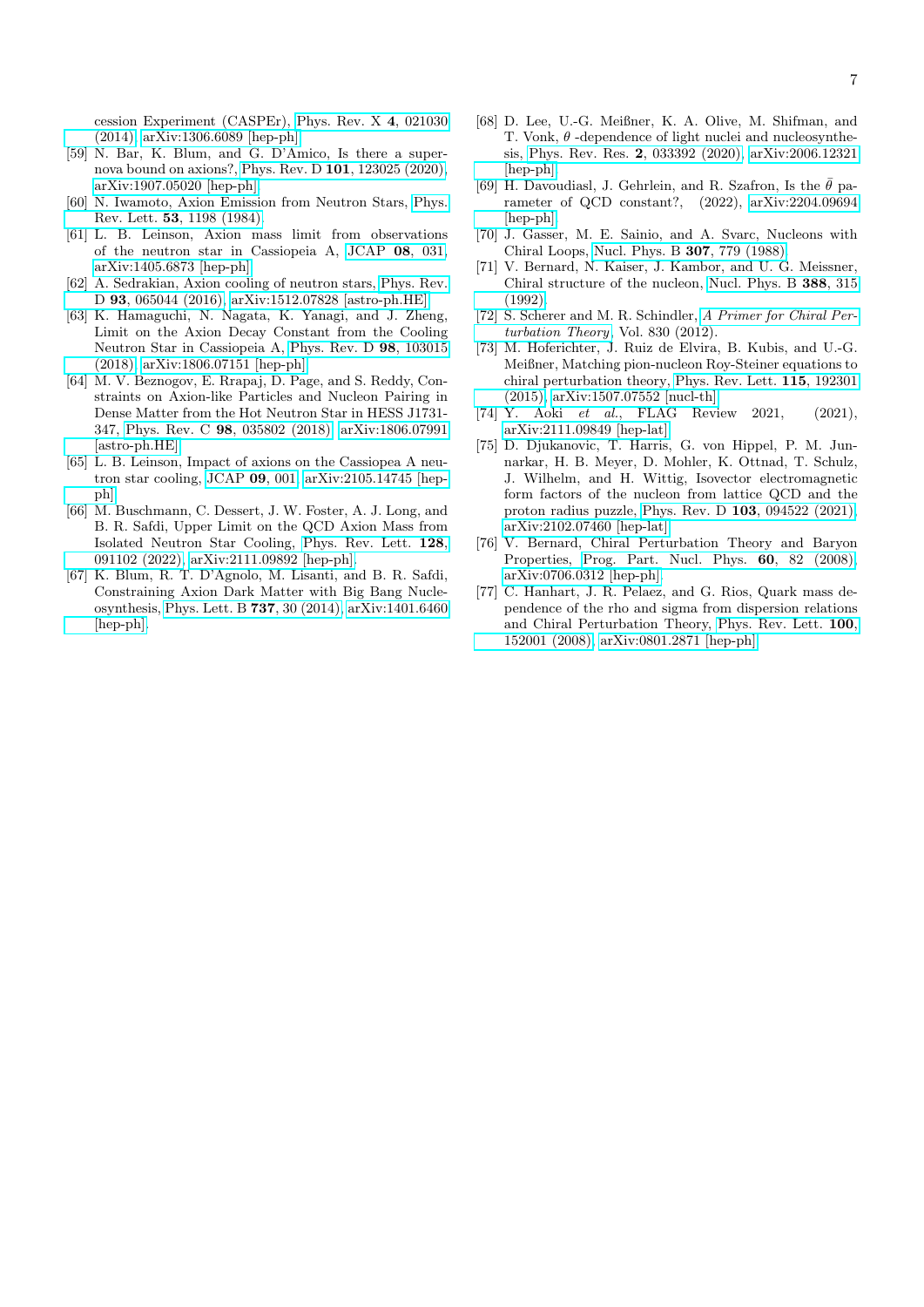cession Experiment (CASPEr), Phys. Rev. X **4**, 021030 (2014), arXiv:1306.6089 [hep-ph].

[59] N. Bar, K. Blum, and G. D'Amico, Is there a supernova bound on axions?, Phys. Rev. D **101**, 123025 (2020), arXiv:1907.05020 [hep-ph].

[60] N. Iwamoto, Axion Emission from Neutron Stars, Phys. Rev. Lett. **53**, 1198 (1984).

[61] L. B. Leinson, Axion mass limit from observations of the neutron star in Cassiopeia A, JCAP **08**, 031, arXiv:1405.6873 [hep-ph].

[62] A. Sedrakian, Axion cooling of neutron stars, Phys. Rev. D **93**, 065044 (2016), arXiv:1512.07828 [astro-ph.HE].

[63] K. Hamaguchi, N. Nagata, K. Yanagi, and J. Zheng, Limit on the Axion Decay Constant from the Cooling Neutron Star in Cassiopeia A, Phys. Rev. D **98**, 103015 (2018), arXiv:1806.07151 [hep-ph].

[64] M. V. Beznogov, E. Rrapaj, D. Page, and S. Reddy, Constraints on Axion-like Particles and Nucleon Pairing in Dense Matter from the Hot Neutron Star in HESS J1731-347, Phys. Rev. C **98**, 035802 (2018), arXiv:1806.07991 [astro-ph.HE].

[65] L. B. Leinson, Impact of axions on the Cassiopea A neutron star cooling, JCAP **09**, 001, arXiv:2105.14745 [hep-ph].

[66] M. Buschmann, C. Dessert, J. W. Foster, A. J. Long, and B. R. Safdi, Upper Limit on the QCD Axion Mass from Isolated Neutron Star Cooling, Phys. Rev. Lett. **128**, 091102 (2022), arXiv:2111.09892 [hep-ph].

[67] K. Blum, R. T. D'Agnolo, M. Lisanti, and B. R. Safdi, Constraining Axion Dark Matter with Big Bang Nucleosynthesis, Phys. Lett. B **737**, 30 (2014), arXiv:1401.6460 [hep-ph].

[68] D. Lee, U.-G. Meißner, K. A. Olive, M. Shifman, and T. Vonk, $\theta$ -dependence of light nuclei and nucleosynthesis, Phys. Rev. Res. **2**, 033392 (2020), arXiv:2006.12321 [hep-ph].

[69] H. Davoudiasl, J. Gehrlein, and R. Szafron, Is the $\bar{\theta}$ parameter of QCD constant?, (2022), arXiv:2204.09694 [hep-ph].

[70] J. Gasser, M. E. Sainio, and A. Svarc, Nucleons with Chiral Loops, Nucl. Phys. B **307**, 779 (1988).

[71] V. Bernard, N. Kaiser, J. Kambor, and U. G. Meissner, Chiral structure of the nucleon, Nucl. Phys. B **388**, 315 (1992).

[72] S. Scherer and M. R. Schindler, *A Primer for Chiral Perturbation Theory*, Vol. 830 (2012).

[73] M. Hoferichter, J. Ruiz de Elvira, B. Kubis, and U.-G. Meißner, Matching pion-nucleon Roy-Steiner equations to chiral perturbation theory, Phys. Rev. Lett. **115**, 192301 (2015), arXiv:1507.07552 [nucl-th].

[74] Y. Aoki *et al.*, FLAG Review 2021, (2021), arXiv:2111.09849 [hep-lat].

[75] D. Djukanovic, T. Harris, G. von Hippel, P. M. Junnarkar, H. B. Meyer, D. Mohler, K. Ottnad, T. Schulz, J. Wilhelm, and H. Wittig, Isovector electromagnetic form factors of the nucleon from lattice QCD and the proton radius puzzle, Phys. Rev. D **103**, 094522 (2021), arXiv:2102.07460 [hep-lat].

[76] V. Bernard, Chiral Perturbation Theory and Baryon Properties, Prog. Part. Nucl. Phys. **60**, 82 (2008), arXiv:0706.0312 [hep-ph].

[77] C. Hanhart, J. R. Pelaez, and G. Rios, Quark mass dependence of the rho and sigma from dispersion relations and Chiral Perturbation Theory, Phys. Rev. Lett. **100**, 152001 (2008), arXiv:0801.2871 [hep-ph].